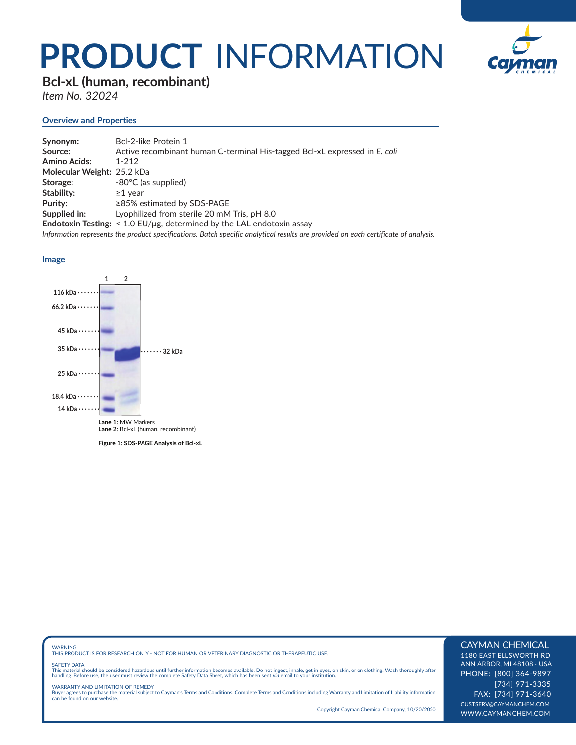# PRODUCT INFORMATION

## Bcl-xL (human, recombinant)

*Item No. 32024*

### Overview and Properties

**Synonym:** Bcl-2-like Protein 1
**Source:** Active recombinant human C-terminal His-tagged Bcl-xL expressed in *E. coli*
**Amino Acids:** 1-212
**Molecular Weight:** 25.2 kDa
**Storage:** -80°C (as supplied)
**Stability:** ≥1 year
**Purity:** ≥85% estimated by SDS-PAGE
**Supplied in:** Lyophilized from sterile 20 mM Tris, pH 8.0
**Endotoxin Testing:** < 1.0 EU/µg, determined by the LAL endotoxin assay

*Information represents the product specifications. Batch specific analytical results are provided on each certificate of analysis.*

### Image

1 2

116 kDa
66.2 kDa
45 kDa
35 kDa
25 kDa
18.4 kDa
14 kDa

32 kDa

**Lane 1:** MW Markers
**Lane 2:** Bcl-xL (human, recombinant)

**Figure 1: SDS-PAGE Analysis of Bcl-xL**

WARNING
THIS PRODUCT IS FOR RESEARCH ONLY - NOT FOR HUMAN OR VETERINARY DIAGNOSTIC OR THERAPEUTIC USE.

SAFETY DATA
This material should be considered hazardous until further information becomes available. Do not ingest, inhale, get in eyes, on skin, or on clothing. Wash thoroughly after handling. Before use, the user must review the complete Safety Data Sheet, which has been sent *via* email to your institution.

WARRANTY AND LIMITATION OF REMEDY
Buyer agrees to purchase the material subject to Cayman's Terms and Conditions. Complete Terms and Conditions including Warranty and Limitation of Liability information can be found on our website.

Copyright Cayman Chemical Company, 10/20/2020

CAYMAN CHEMICAL
1180 EAST ELLSWORTH RD
ANN ARBOR, MI 48108 · USA
PHONE: [800] 364-9897
[734] 971-3335
FAX: [734] 971-3640
CUSTSERV@CAYMANCHEM.COM
WWW.CAYMANCHEM.COM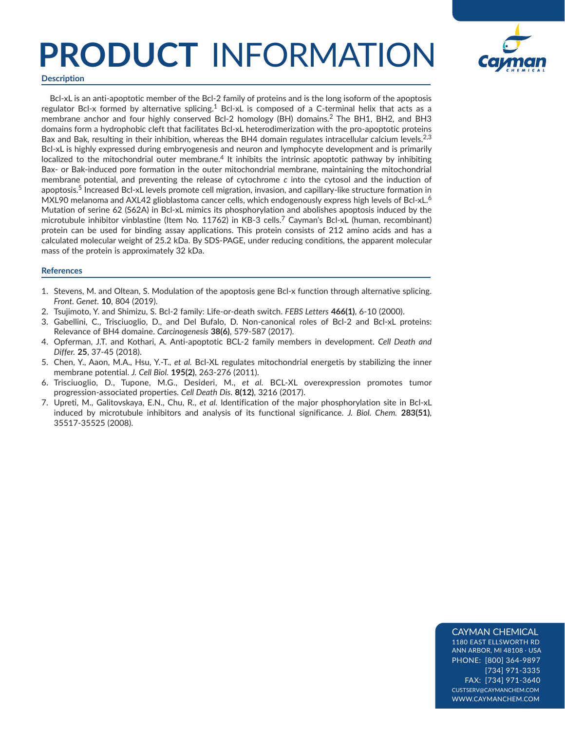# PRODUCT INFORMATION

## Description

Bcl-xL is an anti-apoptotic member of the Bcl-2 family of proteins and is the long isoform of the apoptosis regulator Bcl-x formed by alternative splicing.[1] Bcl-xL is composed of a C-terminal helix that acts as a membrane anchor and four highly conserved Bcl-2 homology (BH) domains.[2] The BH1, BH2, and BH3 domains form a hydrophobic cleft that facilitates Bcl-xL heterodimerization with the pro-apoptotic proteins Bax and Bak, resulting in their inhibition, whereas the BH4 domain regulates intracellular calcium levels.[2,3] Bcl-xL is highly expressed during embryogenesis and neuron and lymphocyte development and is primarily localized to the mitochondrial outer membrane.[4] It inhibits the intrinsic apoptotic pathway by inhibiting Bax- or Bak-induced pore formation in the outer mitochondrial membrane, maintaining the mitochondrial membrane potential, and preventing the release of cytochrome *c* into the cytosol and the induction of apoptosis.[5] Increased Bcl-xL levels promote cell migration, invasion, and capillary-like structure formation in MXL90 melanoma and AXL42 glioblastoma cancer cells, which endogenously express high levels of Bcl-xL.[6] Mutation of serine 62 (S62A) in Bcl-xL mimics its phosphorylation and abolishes apoptosis induced by the microtubule inhibitor vinblastine (Item No. 11762) in KB-3 cells.[7] Cayman's Bcl-xL (human, recombinant) protein can be used for binding assay applications. This protein consists of 212 amino acids and has a calculated molecular weight of 25.2 kDa. By SDS-PAGE, under reducing conditions, the apparent molecular mass of the protein is approximately 32 kDa.

## References

1. Stevens, M. and Oltean, S. Modulation of the apoptosis gene Bcl-x function through alternative splicing. *Front. Genet.* **10**, 804 (2019).
2. Tsujimoto, Y. and Shimizu, S. Bcl-2 family: Life-or-death switch. *FEBS Letters* **466(1)**, 6-10 (2000).
3. Gabellini, C., Trisciuoglio, D., and Del Bufalo, D. Non-canonical roles of Bcl-2 and Bcl-xL proteins: Relevance of BH4 domaine. *Carcinogenesis* **38(6)**, 579-587 (2017).
4. Opferman, J.T. and Kothari, A. Anti-apoptotic BCL-2 family members in development. *Cell Death and Differ.* **25**, 37-45 (2018).
5. Chen, Y., Aaon, M.A., Hsu, Y.-T., *et al.* Bcl-XL regulates mitochondrial energetis by stabilizing the inner membrane potential. *J. Cell Biol.* **195(2)**, 263-276 (2011).
6. Trisciuoglio, D., Tupone, M.G., Desideri, M., *et al.* BCL-XL overexpression promotes tumor progression-associated properties. *Cell Death Dis.* **8(12)**, 3216 (2017).
7. Upreti, M., Galitovskaya, E.N., Chu, R., *et al.* Identification of the major phosphorylation site in Bcl-xL induced by microtubule inhibitors and analysis of its functional significance. *J. Biol. Chem.* **283(51)**, 35517-35525 (2008).

CAYMAN CHEMICAL
1180 EAST ELLSWORTH RD
ANN ARBOR, MI 48108 · USA
PHONE: [800] 364-9897
[734] 971-3335
FAX: [734] 971-3640
CUSTSERV@CAYMANCHEM.COM
WWW.CAYMANCHEM.COM